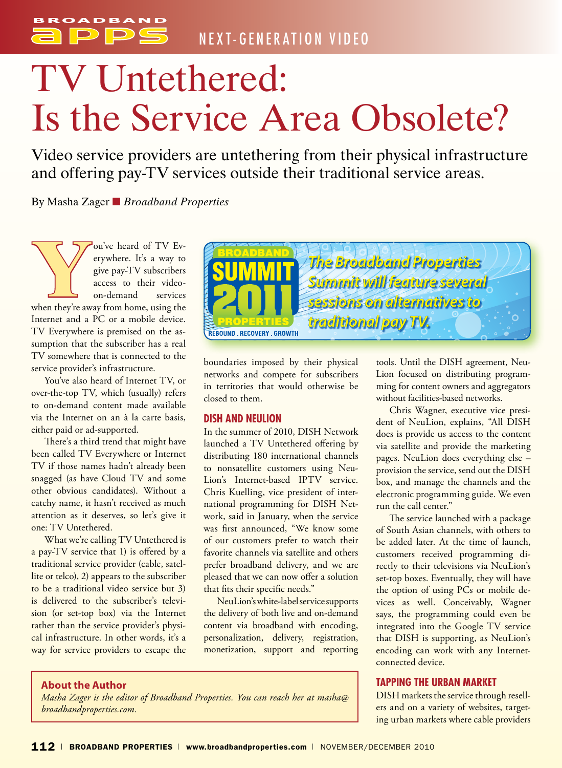NEXT-GENERATION VIDEO

# TV Untethered: Is the Service Area Obsolete?

Video service providers are untethering from their physical infrastructure and offering pay-TV services outside their traditional service areas.

By Masha Zager ■ *Broadband Properties*

You've heard of TV Everywhere. It's a way to give pay-TV subscribers access to their video-on-demand services when they're away from home, using the Internet and a PC or a mobile device. TV Everywhere is premised on the assumption that the subscriber has a real TV somewhere that is connected to the service provider's infrastructure.

You've also heard of Internet TV, or over-the-top TV, which (usually) refers to on-demand content made available via the Internet on an à la carte basis, either paid or ad-supported.

There's a third trend that might have been called TV Everywhere or Internet TV if those names hadn't already been snagged (as have Cloud TV and some other obvious candidates). Without a catchy name, it hasn't received as much attention as it deserves, so let's give it one: TV Untethered.

What we're calling TV Untethered is a pay-TV service that 1) is offered by a traditional service provider (cable, satellite or telco), 2) appears to the subscriber to be a traditional video service but 3) is delivered to the subscriber's television (or set-top box) via the Internet rather than the service provider's physical infrastructure. In other words, it's a way for service providers to escape the boundaries imposed by their physical networks and compete for subscribers in territories that would otherwise be closed to them.

BROADBAND PROPERTIES SUMMIT 2011 — REBOUND . RECOVERY . GROWTH

*The Broadband Properties Summit will feature several sessions on alternatives to traditional pay TV.*

## DISH AND NEULION

In the summer of 2010, DISH Network launched a TV Untethered offering by distributing 180 international channels to nonsatellite customers using NeuLion's Internet-based IPTV service. Chris Kuelling, vice president of international programming for DISH Network, said in January, when the service was first announced, "We know some of our customers prefer to watch their favorite channels via satellite and others prefer broadband delivery, and we are pleased that we can now offer a solution that fits their specific needs."

NeuLion's white-label service supports the delivery of both live and on-demand content via broadband with encoding, personalization, delivery, registration, monetization, support and reporting tools. Until the DISH agreement, NeuLion focused on distributing programming for content owners and aggregators without facilities-based networks.

Chris Wagner, executive vice president of NeuLion, explains, "All DISH does is provide us access to the content via satellite and provide the marketing pages. NeuLion does everything else – provision the service, send out the DISH box, and manage the channels and the electronic programming guide. We even run the call center."

The service launched with a package of South Asian channels, with others to be added later. At the time of launch, customers received programming directly to their televisions via NeuLion's set-top boxes. Eventually, they will have the option of using PCs or mobile devices as well. Conceivably, Wagner says, the programming could even be integrated into the Google TV service that DISH is supporting, as NeuLion's encoding can work with any Internet-connected device.

## TAPPING THE URBAN MARKET

DISH markets the service through resellers and on a variety of websites, targeting urban markets where cable providers

**About the Author**

*Masha Zager is the editor of Broadband Properties. You can reach her at masha@broadbandproperties.com.*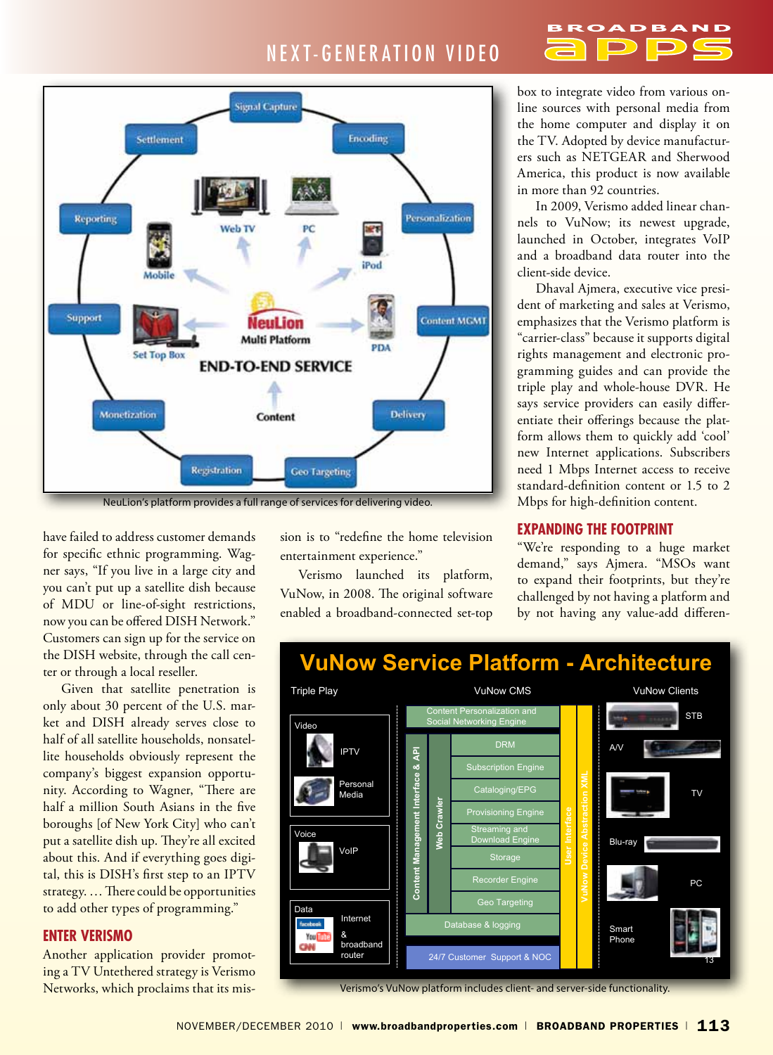have failed to address customer demands for specific ethnic programming. Wagner says, "If you live in a large city and you can't put up a satellite dish because of MDU or line-of-sight restrictions, now you can be offered DISH Network." Customers can sign up for the service on the DISH website, through the call center or through a local reseller.

Given that satellite penetration is only about 30 percent of the U.S. market and DISH already serves close to half of all satellite households, nonsatellite households obviously represent the company's biggest expansion opportunity. According to Wagner, "There are half a million South Asians in the five boroughs [of New York City] who can't put a satellite dish up. They're all excited about this. And if everything goes digital, this is DISH's first step to an IPTV strategy. … There could be opportunities to add other types of programming."

## ENTER VERISMO

Another application provider promoting a TV Untethered strategy is Verismo Networks, which proclaims that its mission is to "redefine the home television entertainment experience."

Verismo launched its platform, VuNow, in 2008. The original software enabled a broadband-connected set-top box to integrate video from various online sources with personal media from the home computer and display it on the TV. Adopted by device manufacturers such as NETGEAR and Sherwood America, this product is now available in more than 92 countries.

In 2009, Verismo added linear channels to VuNow; its newest upgrade, launched in October, integrates VoIP and a broadband data router into the client-side device.

Dhaval Ajmera, executive vice president of marketing and sales at Verismo, emphasizes that the Verismo platform is "carrier-class" because it supports digital rights management and electronic programming guides and can provide the triple play and whole-house DVR. He says service providers can easily differentiate their offerings because the platform allows them to quickly add 'cool' new Internet applications. Subscribers need 1 Mbps Internet access to receive standard-definition content or 1.5 to 2 Mbps for high-definition content.

NeuLion's platform provides a full range of services for delivering video.

## EXPANDING THE FOOTPRINT

"We're responding to a huge market demand," says Ajmera. "MSOs want to expand their footprints, but they're challenged by not having a platform and by not having any value-add differen-

Verismo's VuNow platform includes client- and server-side functionality.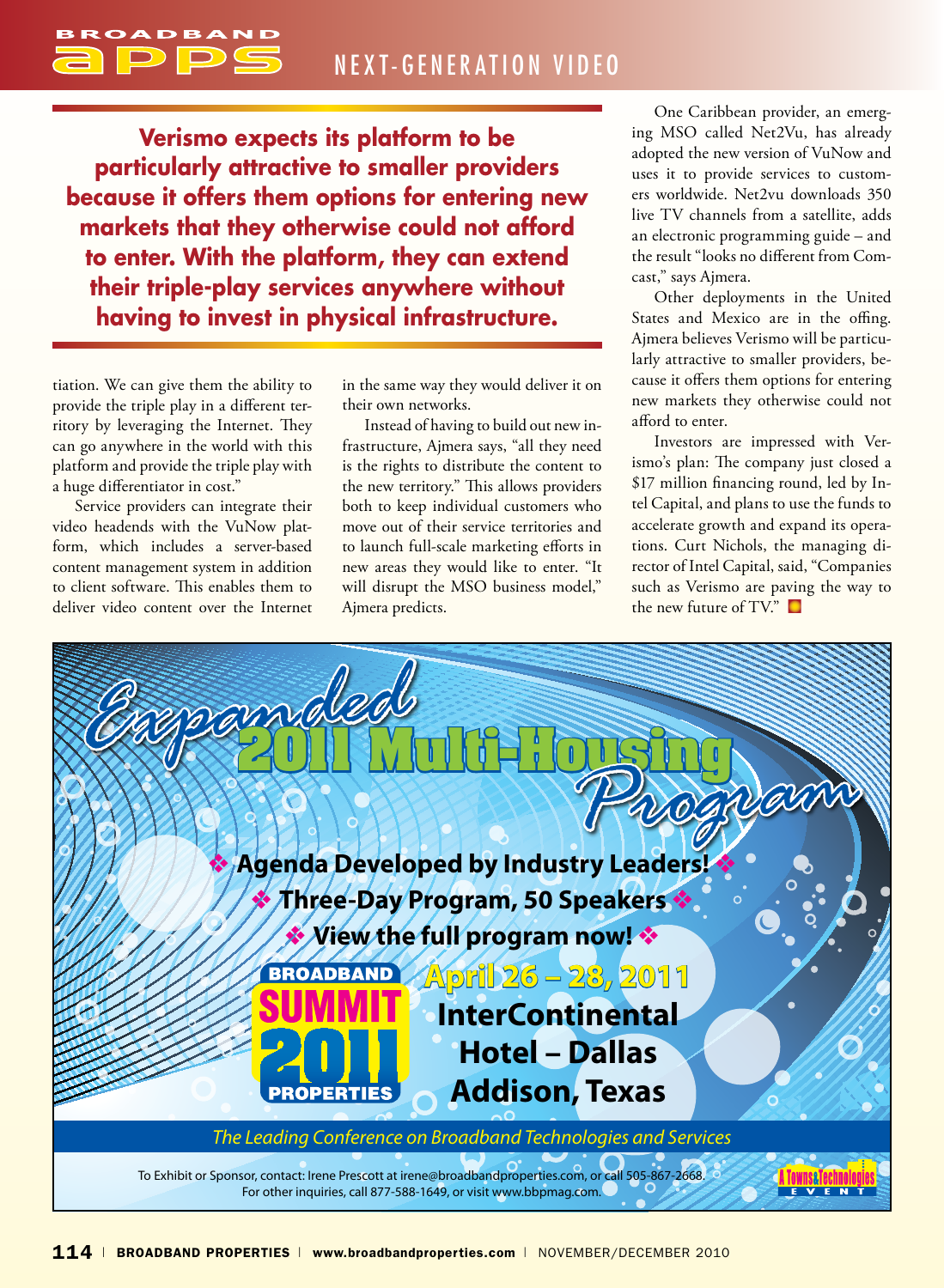**Verismo expects its platform to be particularly attractive to smaller providers because it offers them options for entering new markets that they otherwise could not afford to enter. With the platform, they can extend their triple-play services anywhere without having to invest in physical infrastructure.**

tiation. We can give them the ability to provide the triple play in a different territory by leveraging the Internet. They can go anywhere in the world with this platform and provide the triple play with a huge differentiator in cost."

Service providers can integrate their video headends with the VuNow platform, which includes a server-based content management system in addition to client software. This enables them to deliver video content over the Internet in the same way they would deliver it on their own networks.

Instead of having to build out new infrastructure, Ajmera says, "all they need is the rights to distribute the content to the new territory." This allows providers both to keep individual customers who move out of their service territories and to launch full-scale marketing efforts in new areas they would like to enter. "It will disrupt the MSO business model," Ajmera predicts.

One Caribbean provider, an emerging MSO called Net2Vu, has already adopted the new version of VuNow and uses it to provide services to customers worldwide. Net2vu downloads 350 live TV channels from a satellite, adds an electronic programming guide – and the result "looks no different from Comcast," says Ajmera.

Other deployments in the United States and Mexico are in the offing. Ajmera believes Verismo will be particularly attractive to smaller providers, because it offers them options for entering new markets they otherwise could not afford to enter.

Investors are impressed with Verismo's plan: The company just closed a $17 million financing round, led by Intel Capital, and plans to use the funds to accelerate growth and expand its operations. Curt Nichols, the managing director of Intel Capital, said, "Companies such as Verismo are paving the way to the new future of TV."

Expanded 2011 Multi-Housing Program

❖ Agenda Developed by Industry Leaders! ❖
❖ Three-Day Program, 50 Speakers ❖
❖ View the full program now! ❖

BROADBAND SUMMIT 2011 PROPERTIES

April 26 – 28, 2011
InterContinental Hotel – Dallas
Addison, Texas

*The Leading Conference on Broadband Technologies and Services*

To Exhibit or Sponsor, contact: Irene Prescott at irene@broadbandproperties.com, or call 505-867-2668.
For other inquiries, call 877-588-1649, or visit www.bbpmag.com.

A Towns&Technologies EVENT